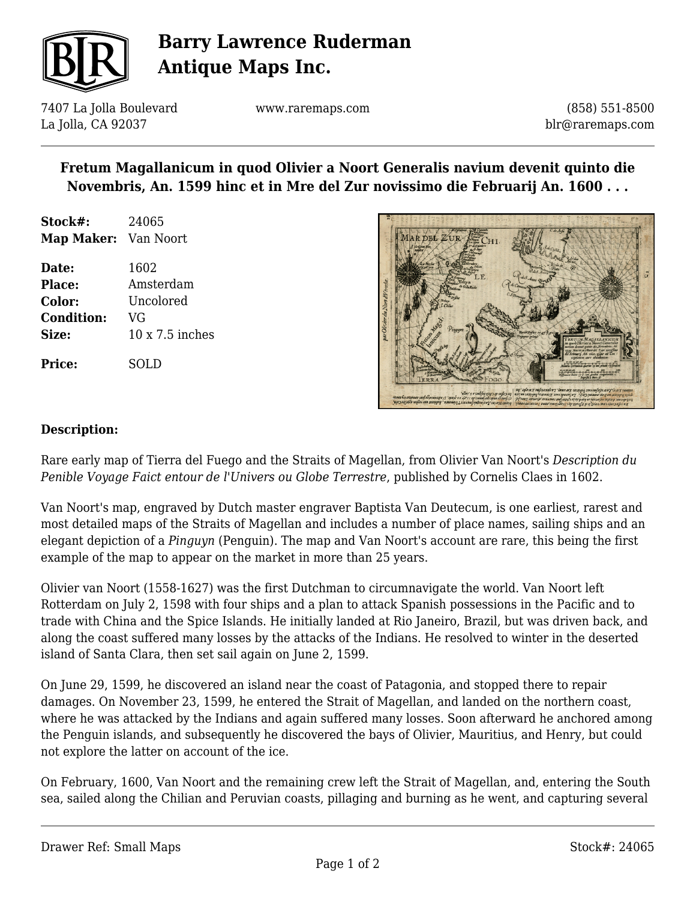# Barry Lawrence Ruderman Antique Maps Inc.

7407 La Jolla Boulevard
La Jolla, CA 92037

www.raremaps.com

(858) 551-8500
blr@raremaps.com

## Fretum Magallanicum in quod Olivier a Noort Generalis navium devenit quinto die Novembris, An. 1599 hinc et in Mre del Zur novissimo die Februarij An. 1600 . . .

**Stock#:** 24065
**Map Maker:** Van Noort

**Date:** 1602
**Place:** Amsterdam
**Color:** Uncolored
**Condition:** VG
**Size:** 10 x 7.5 inches

**Price:** SOLD

### Description:

Rare early map of Tierra del Fuego and the Straits of Magellan, from Olivier Van Noort's *Description du Penible Voyage Faict entour de l'Univers ou Globe Terrestre*, published by Cornelis Claes in 1602.

Van Noort's map, engraved by Dutch master engraver Baptista Van Deutecum, is one earliest, rarest and most detailed maps of the Straits of Magellan and includes a number of place names, sailing ships and an elegant depiction of a *Pinguyn* (Penguin). The map and Van Noort's account are rare, this being the first example of the map to appear on the market in more than 25 years.

Olivier van Noort (1558-1627) was the first Dutchman to circumnavigate the world. Van Noort left Rotterdam on July 2, 1598 with four ships and a plan to attack Spanish possessions in the Pacific and to trade with China and the Spice Islands. He initially landed at Rio Janeiro, Brazil, but was driven back, and along the coast suffered many losses by the attacks of the Indians. He resolved to winter in the deserted island of Santa Clara, then set sail again on June 2, 1599.

On June 29, 1599, he discovered an island near the coast of Patagonia, and stopped there to repair damages. On November 23, 1599, he entered the Strait of Magellan, and landed on the northern coast, where he was attacked by the Indians and again suffered many losses. Soon afterward he anchored among the Penguin islands, and subsequently he discovered the bays of Olivier, Mauritius, and Henry, but could not explore the latter on account of the ice.

On February, 1600, Van Noort and the remaining crew left the Strait of Magellan, and, entering the South sea, sailed along the Chilian and Peruvian coasts, pillaging and burning as he went, and capturing several

Drawer Ref: Small Maps

Stock#: 24065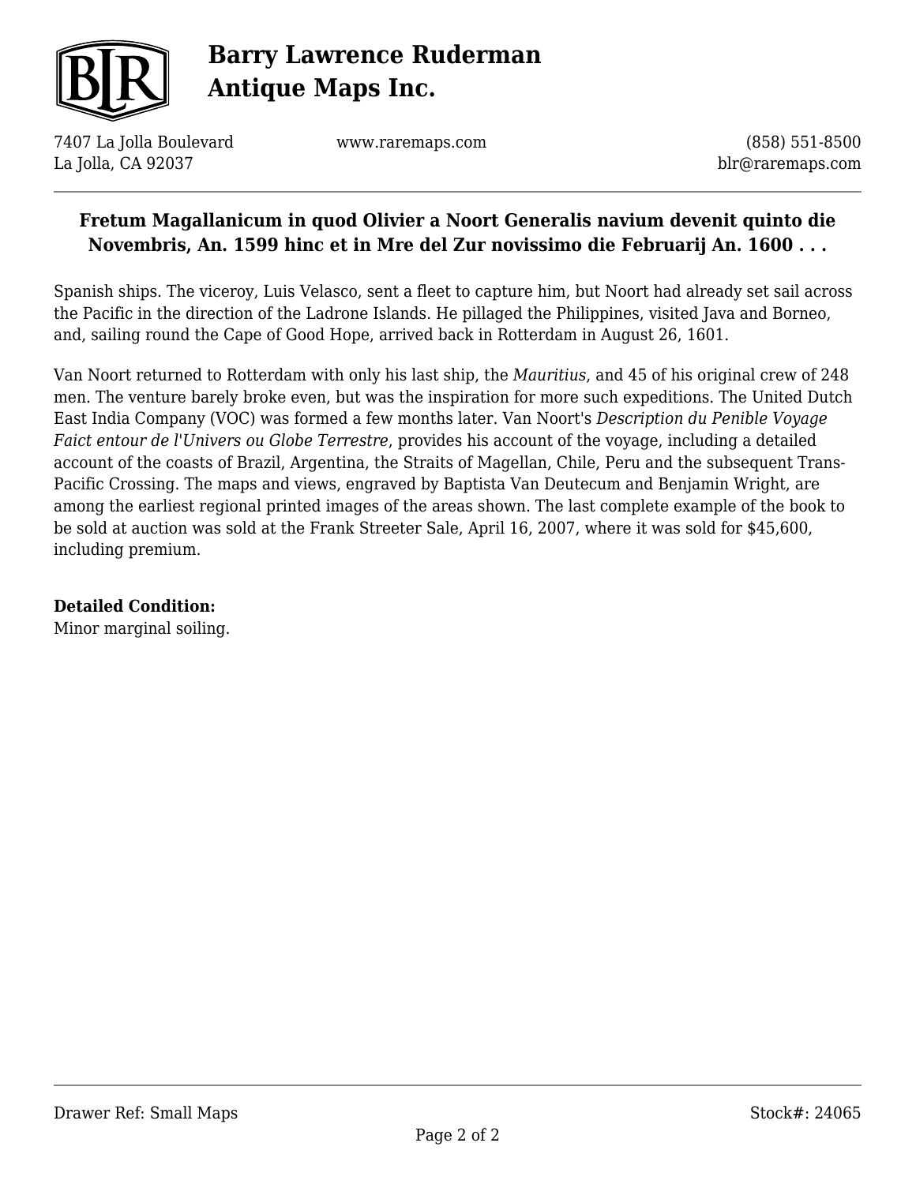## Fretum Magallanicum in quod Olivier a Noort Generalis navium devenit quinto die Novembris, An. 1599 hinc et in Mre del Zur novissimo die Februarij An. 1600 . . .

Spanish ships. The viceroy, Luis Velasco, sent a fleet to capture him, but Noort had already set sail across the Pacific in the direction of the Ladrone Islands. He pillaged the Philippines, visited Java and Borneo, and, sailing round the Cape of Good Hope, arrived back in Rotterdam in August 26, 1601.

Van Noort returned to Rotterdam with only his last ship, the *Mauritius*, and 45 of his original crew of 248 men. The venture barely broke even, but was the inspiration for more such expeditions. The United Dutch East India Company (VOC) was formed a few months later. Van Noort's *Description du Penible Voyage Faict entour de l'Univers ou Globe Terrestre*, provides his account of the voyage, including a detailed account of the coasts of Brazil, Argentina, the Straits of Magellan, Chile, Peru and the subsequent Trans-Pacific Crossing. The maps and views, engraved by Baptista Van Deutecum and Benjamin Wright, are among the earliest regional printed images of the areas shown. The last complete example of the book to be sold at auction was sold at the Frank Streeter Sale, April 16, 2007, where it was sold for $45,600, including premium.

**Detailed Condition:**
Minor marginal soiling.

Drawer Ref: Small Maps

Stock#: 24065